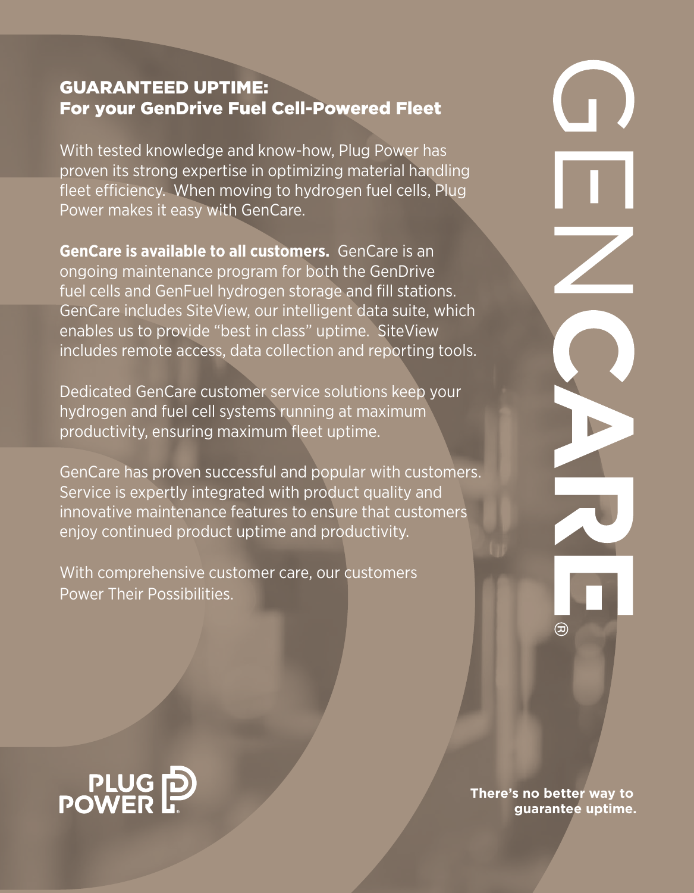# GUARANTEED UPTIME:
## For your GenDrive Fuel Cell-Powered Fleet

With tested knowledge and know-how, Plug Power has proven its strong expertise in optimizing material handling fleet efficiency. When moving to hydrogen fuel cells, Plug Power makes it easy with GenCare.

**GenCare is available to all customers.** GenCare is an ongoing maintenance program for both the GenDrive fuel cells and GenFuel hydrogen storage and fill stations. GenCare includes SiteView, our intelligent data suite, which enables us to provide "best in class" uptime. SiteView includes remote access, data collection and reporting tools.

Dedicated GenCare customer service solutions keep your hydrogen and fuel cell systems running at maximum productivity, ensuring maximum fleet uptime.

GenCare has proven successful and popular with customers. Service is expertly integrated with product quality and innovative maintenance features to ensure that customers enjoy continued product uptime and productivity.

With comprehensive customer care, our customers Power Their Possibilities.

GENCARE®

PLUG POWER

**There's no better way to guarantee uptime.**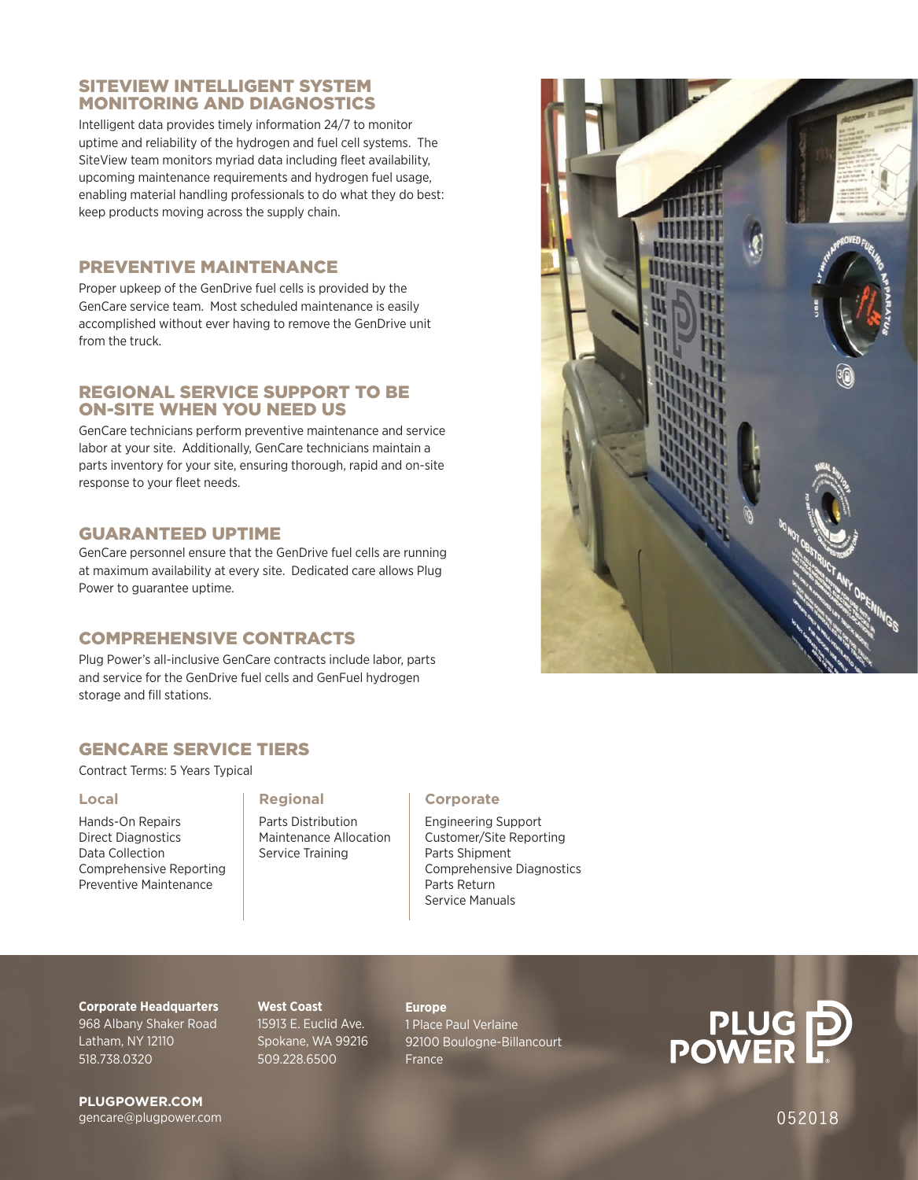## SITEVIEW INTELLIGENT SYSTEM MONITORING AND DIAGNOSTICS

Intelligent data provides timely information 24/7 to monitor uptime and reliability of the hydrogen and fuel cell systems. The SiteView team monitors myriad data including fleet availability, upcoming maintenance requirements and hydrogen fuel usage, enabling material handling professionals to do what they do best: keep products moving across the supply chain.

## PREVENTIVE MAINTENANCE

Proper upkeep of the GenDrive fuel cells is provided by the GenCare service team. Most scheduled maintenance is easily accomplished without ever having to remove the GenDrive unit from the truck.

## REGIONAL SERVICE SUPPORT TO BE ON-SITE WHEN YOU NEED US

GenCare technicians perform preventive maintenance and service labor at your site. Additionally, GenCare technicians maintain a parts inventory for your site, ensuring thorough, rapid and on-site response to your fleet needs.

## GUARANTEED UPTIME

GenCare personnel ensure that the GenDrive fuel cells are running at maximum availability at every site. Dedicated care allows Plug Power to guarantee uptime.

## COMPREHENSIVE CONTRACTS

Plug Power's all-inclusive GenCare contracts include labor, parts and service for the GenDrive fuel cells and GenFuel hydrogen storage and fill stations.

## GENCARE SERVICE TIERS

Contract Terms: 5 Years Typical

| Local | Regional | Corporate |
|---|---|---|
| Hands-On Repairs | Parts Distribution | Engineering Support |
| Direct Diagnostics | Maintenance Allocation | Customer/Site Reporting |
| Data Collection | Service Training | Parts Shipment |
| Comprehensive Reporting | | Comprehensive Diagnostics |
| Preventive Maintenance | | Parts Return |
| | | Service Manuals |

**Corporate Headquarters**
968 Albany Shaker Road
Latham, NY 12110
518.738.0320

**West Coast**
15913 E. Euclid Ave.
Spokane, WA 99216
509.228.6500

**Europe**
1 Place Paul Verlaine
92100 Boulogne-Billancourt
France

**PLUGPOWER.COM**
gencare@plugpower.com

PLUG POWER

052018